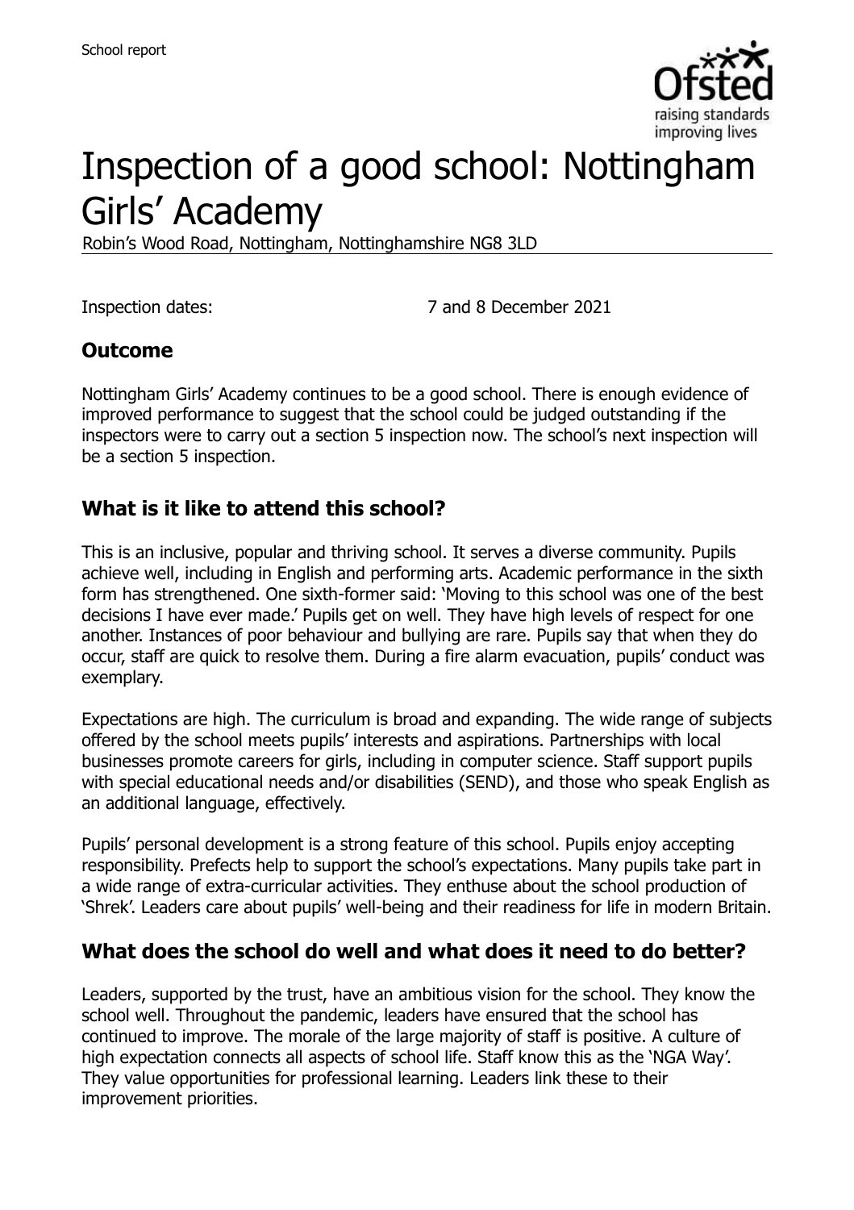School report

# Inspection of a good school: Nottingham Girls' Academy

Robin's Wood Road, Nottingham, Nottinghamshire NG8 3LD

Inspection dates: 7 and 8 December 2021

## Outcome

Nottingham Girls' Academy continues to be a good school. There is enough evidence of improved performance to suggest that the school could be judged outstanding if the inspectors were to carry out a section 5 inspection now. The school's next inspection will be a section 5 inspection.

## What is it like to attend this school?

This is an inclusive, popular and thriving school. It serves a diverse community. Pupils achieve well, including in English and performing arts. Academic performance in the sixth form has strengthened. One sixth-former said: 'Moving to this school was one of the best decisions I have ever made.' Pupils get on well. They have high levels of respect for one another. Instances of poor behaviour and bullying are rare. Pupils say that when they do occur, staff are quick to resolve them. During a fire alarm evacuation, pupils' conduct was exemplary.

Expectations are high. The curriculum is broad and expanding. The wide range of subjects offered by the school meets pupils' interests and aspirations. Partnerships with local businesses promote careers for girls, including in computer science. Staff support pupils with special educational needs and/or disabilities (SEND), and those who speak English as an additional language, effectively.

Pupils' personal development is a strong feature of this school. Pupils enjoy accepting responsibility. Prefects help to support the school's expectations. Many pupils take part in a wide range of extra-curricular activities. They enthuse about the school production of 'Shrek'. Leaders care about pupils' well-being and their readiness for life in modern Britain.

## What does the school do well and what does it need to do better?

Leaders, supported by the trust, have an ambitious vision for the school. They know the school well. Throughout the pandemic, leaders have ensured that the school has continued to improve. The morale of the large majority of staff is positive. A culture of high expectation connects all aspects of school life. Staff know this as the 'NGA Way'. They value opportunities for professional learning. Leaders link these to their improvement priorities.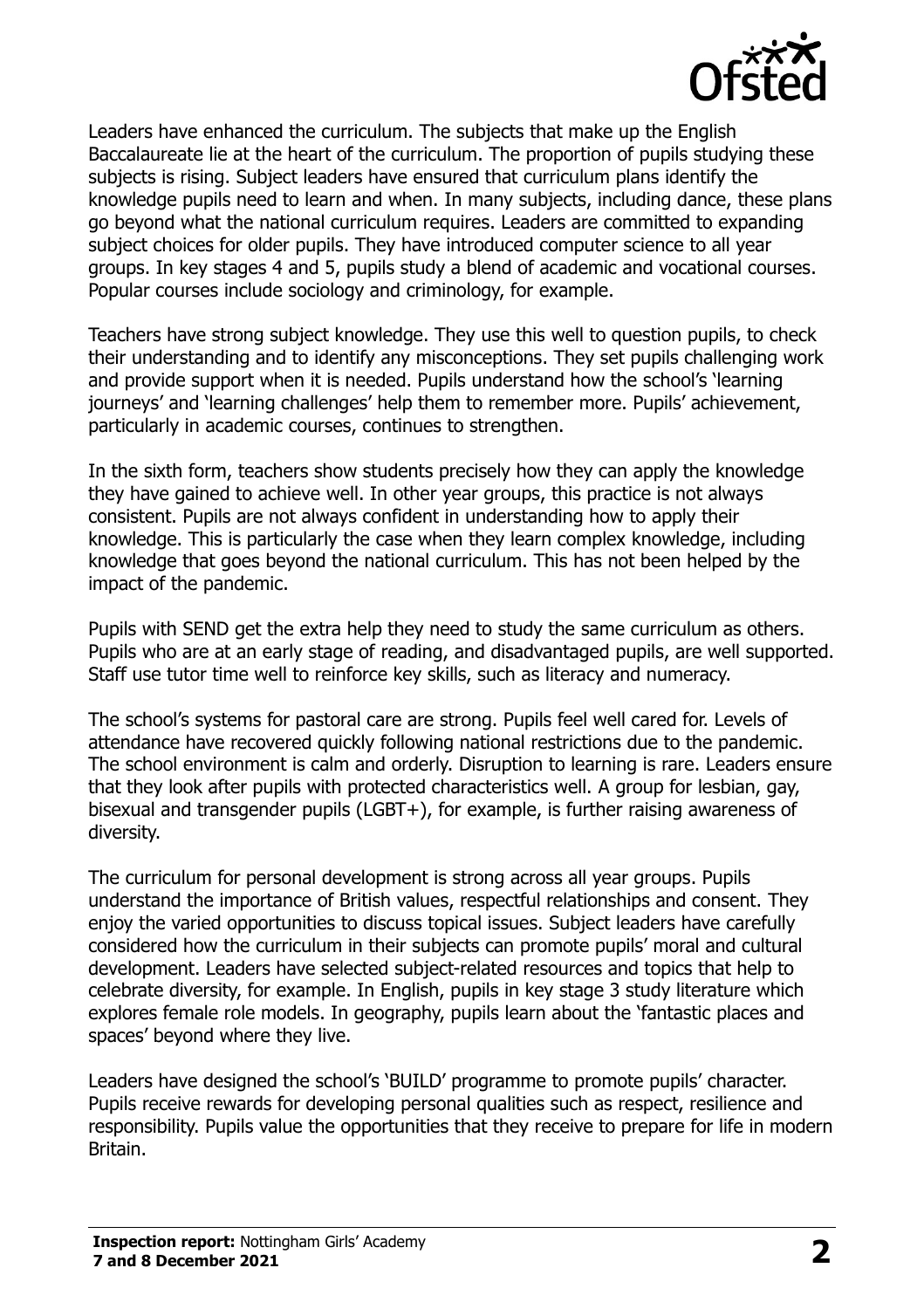Leaders have enhanced the curriculum. The subjects that make up the English Baccalaureate lie at the heart of the curriculum. The proportion of pupils studying these subjects is rising. Subject leaders have ensured that curriculum plans identify the knowledge pupils need to learn and when. In many subjects, including dance, these plans go beyond what the national curriculum requires. Leaders are committed to expanding subject choices for older pupils. They have introduced computer science to all year groups. In key stages 4 and 5, pupils study a blend of academic and vocational courses. Popular courses include sociology and criminology, for example.

Teachers have strong subject knowledge. They use this well to question pupils, to check their understanding and to identify any misconceptions. They set pupils challenging work and provide support when it is needed. Pupils understand how the school's 'learning journeys' and 'learning challenges' help them to remember more. Pupils' achievement, particularly in academic courses, continues to strengthen.

In the sixth form, teachers show students precisely how they can apply the knowledge they have gained to achieve well. In other year groups, this practice is not always consistent. Pupils are not always confident in understanding how to apply their knowledge. This is particularly the case when they learn complex knowledge, including knowledge that goes beyond the national curriculum. This has not been helped by the impact of the pandemic.

Pupils with SEND get the extra help they need to study the same curriculum as others. Pupils who are at an early stage of reading, and disadvantaged pupils, are well supported. Staff use tutor time well to reinforce key skills, such as literacy and numeracy.

The school's systems for pastoral care are strong. Pupils feel well cared for. Levels of attendance have recovered quickly following national restrictions due to the pandemic. The school environment is calm and orderly. Disruption to learning is rare. Leaders ensure that they look after pupils with protected characteristics well. A group for lesbian, gay, bisexual and transgender pupils (LGBT+), for example, is further raising awareness of diversity.

The curriculum for personal development is strong across all year groups. Pupils understand the importance of British values, respectful relationships and consent. They enjoy the varied opportunities to discuss topical issues. Subject leaders have carefully considered how the curriculum in their subjects can promote pupils' moral and cultural development. Leaders have selected subject-related resources and topics that help to celebrate diversity, for example. In English, pupils in key stage 3 study literature which explores female role models. In geography, pupils learn about the 'fantastic places and spaces' beyond where they live.

Leaders have designed the school's 'BUILD' programme to promote pupils' character. Pupils receive rewards for developing personal qualities such as respect, resilience and responsibility. Pupils value the opportunities that they receive to prepare for life in modern Britain.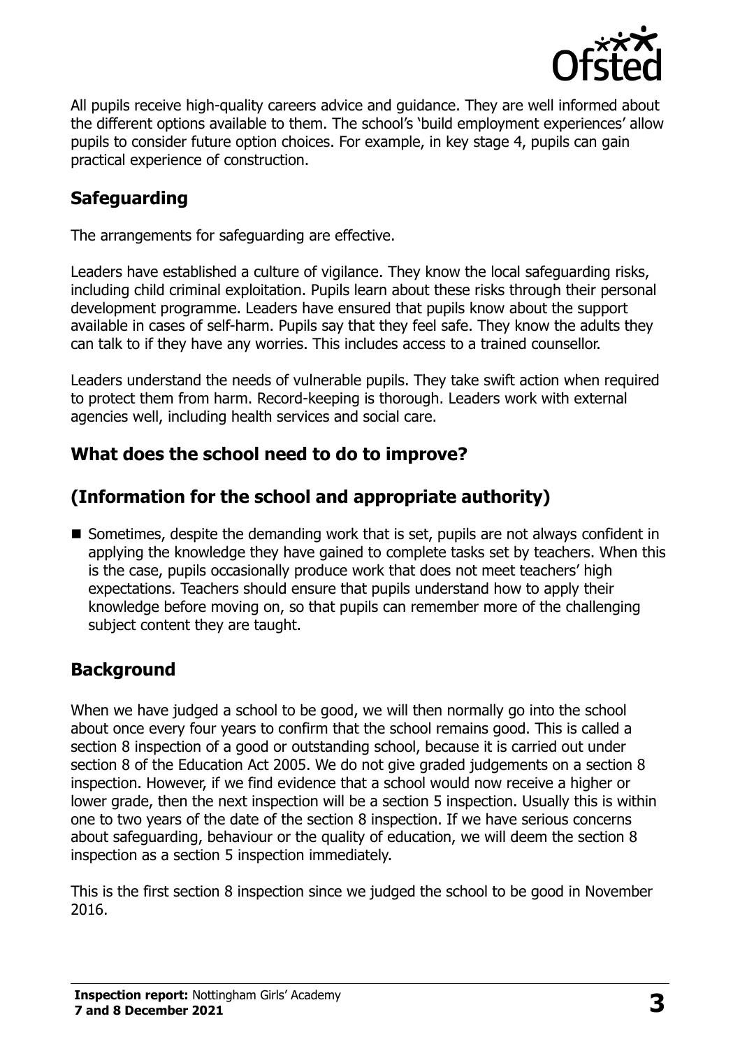All pupils receive high-quality careers advice and guidance. They are well informed about the different options available to them. The school's 'build employment experiences' allow pupils to consider future option choices. For example, in key stage 4, pupils can gain practical experience of construction.

## Safeguarding

The arrangements for safeguarding are effective.

Leaders have established a culture of vigilance. They know the local safeguarding risks, including child criminal exploitation. Pupils learn about these risks through their personal development programme. Leaders have ensured that pupils know about the support available in cases of self-harm. Pupils say that they feel safe. They know the adults they can talk to if they have any worries. This includes access to a trained counsellor.

Leaders understand the needs of vulnerable pupils. They take swift action when required to protect them from harm. Record-keeping is thorough. Leaders work with external agencies well, including health services and social care.

## What does the school need to do to improve?

## (Information for the school and appropriate authority)

- Sometimes, despite the demanding work that is set, pupils are not always confident in applying the knowledge they have gained to complete tasks set by teachers. When this is the case, pupils occasionally produce work that does not meet teachers' high expectations. Teachers should ensure that pupils understand how to apply their knowledge before moving on, so that pupils can remember more of the challenging subject content they are taught.

## Background

When we have judged a school to be good, we will then normally go into the school about once every four years to confirm that the school remains good. This is called a section 8 inspection of a good or outstanding school, because it is carried out under section 8 of the Education Act 2005. We do not give graded judgements on a section 8 inspection. However, if we find evidence that a school would now receive a higher or lower grade, then the next inspection will be a section 5 inspection. Usually this is within one to two years of the date of the section 8 inspection. If we have serious concerns about safeguarding, behaviour or the quality of education, we will deem the section 8 inspection as a section 5 inspection immediately.

This is the first section 8 inspection since we judged the school to be good in November 2016.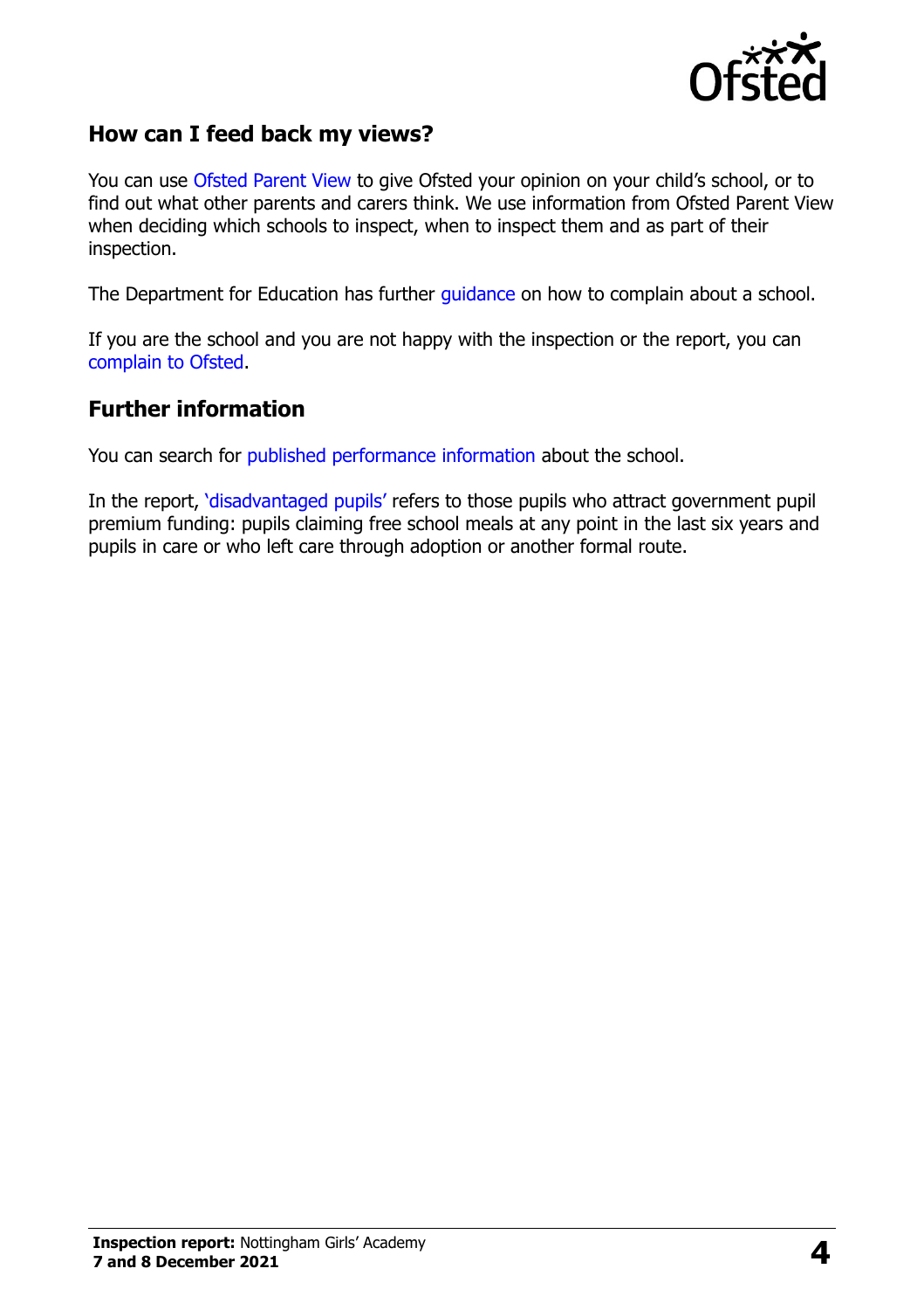## How can I feed back my views?

You can use Ofsted Parent View to give Ofsted your opinion on your child's school, or to find out what other parents and carers think. We use information from Ofsted Parent View when deciding which schools to inspect, when to inspect them and as part of their inspection.

The Department for Education has further guidance on how to complain about a school.

If you are the school and you are not happy with the inspection or the report, you can complain to Ofsted.

## Further information

You can search for published performance information about the school.

In the report, 'disadvantaged pupils' refers to those pupils who attract government pupil premium funding: pupils claiming free school meals at any point in the last six years and pupils in care or who left care through adoption or another formal route.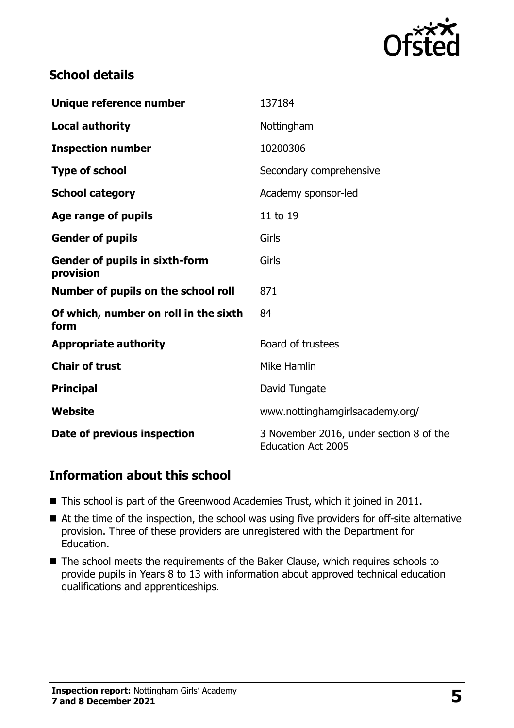## School details

| | |
|---|---|
| **Unique reference number** | 137184 |
| **Local authority** | Nottingham |
| **Inspection number** | 10200306 |
| **Type of school** | Secondary comprehensive |
| **School category** | Academy sponsor-led |
| **Age range of pupils** | 11 to 19 |
| **Gender of pupils** | Girls |
| **Gender of pupils in sixth-form provision** | Girls |
| **Number of pupils on the school roll** | 871 |
| **Of which, number on roll in the sixth form** | 84 |
| **Appropriate authority** | Board of trustees |
| **Chair of trust** | Mike Hamlin |
| **Principal** | David Tungate |
| **Website** | www.nottinghamgirlsacademy.org/ |
| **Date of previous inspection** | 3 November 2016, under section 8 of the Education Act 2005 |

## Information about this school

- This school is part of the Greenwood Academies Trust, which it joined in 2011.
- At the time of the inspection, the school was using five providers for off-site alternative provision. Three of these providers are unregistered with the Department for Education.
- The school meets the requirements of the Baker Clause, which requires schools to provide pupils in Years 8 to 13 with information about approved technical education qualifications and apprenticeships.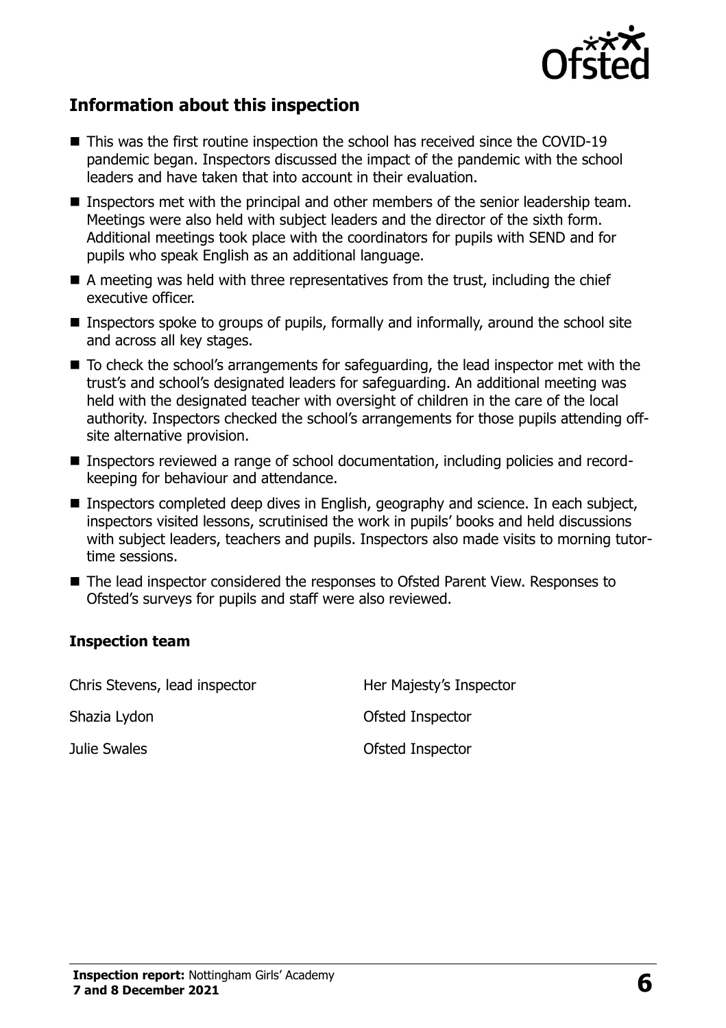## Information about this inspection

- This was the first routine inspection the school has received since the COVID-19 pandemic began. Inspectors discussed the impact of the pandemic with the school leaders and have taken that into account in their evaluation.
- Inspectors met with the principal and other members of the senior leadership team. Meetings were also held with subject leaders and the director of the sixth form. Additional meetings took place with the coordinators for pupils with SEND and for pupils who speak English as an additional language.
- A meeting was held with three representatives from the trust, including the chief executive officer.
- Inspectors spoke to groups of pupils, formally and informally, around the school site and across all key stages.
- To check the school's arrangements for safeguarding, the lead inspector met with the trust's and school's designated leaders for safeguarding. An additional meeting was held with the designated teacher with oversight of children in the care of the local authority. Inspectors checked the school's arrangements for those pupils attending off-site alternative provision.
- Inspectors reviewed a range of school documentation, including policies and record-keeping for behaviour and attendance.
- Inspectors completed deep dives in English, geography and science. In each subject, inspectors visited lessons, scrutinised the work in pupils' books and held discussions with subject leaders, teachers and pupils. Inspectors also made visits to morning tutor-time sessions.
- The lead inspector considered the responses to Ofsted Parent View. Responses to Ofsted's surveys for pupils and staff were also reviewed.

### Inspection team

| | |
|---|---|
| Chris Stevens, lead inspector | Her Majesty's Inspector |
| Shazia Lydon | Ofsted Inspector |
| Julie Swales | Ofsted Inspector |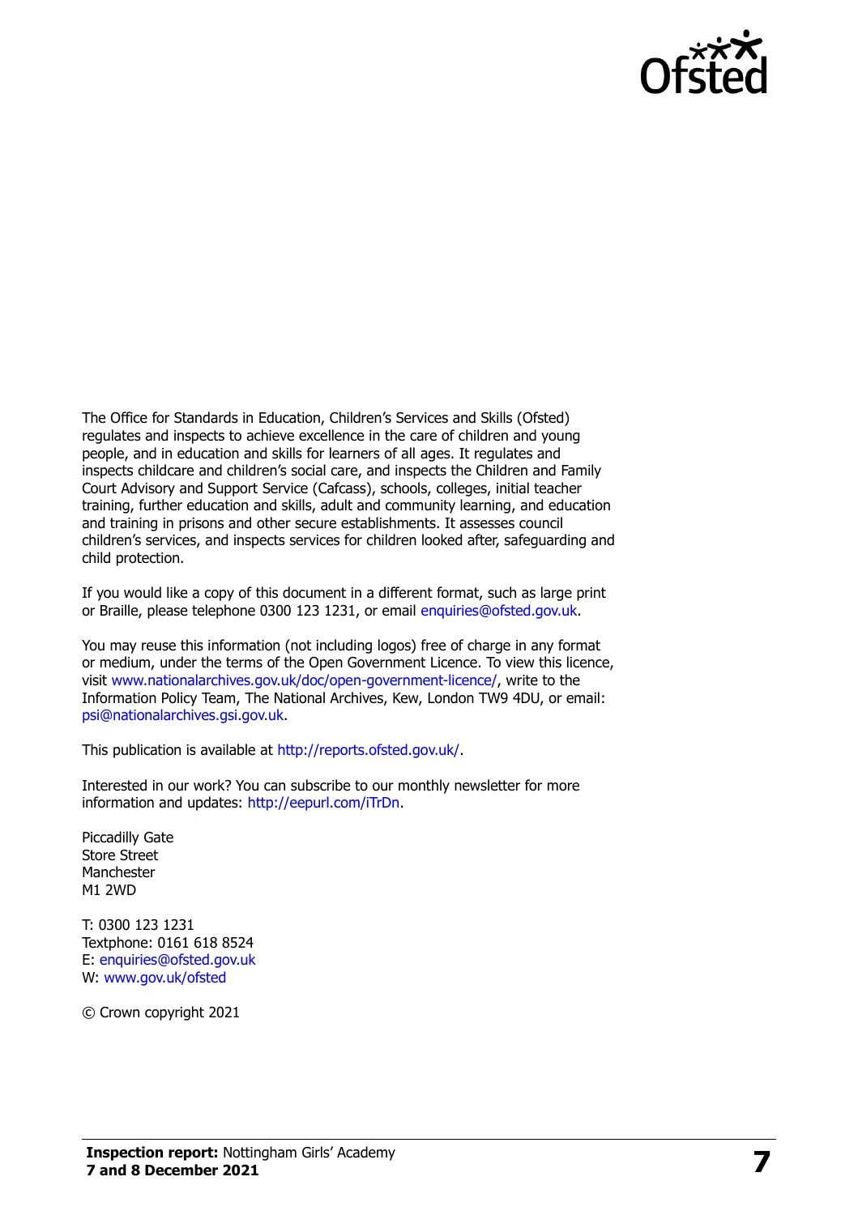The Office for Standards in Education, Children's Services and Skills (Ofsted) regulates and inspects to achieve excellence in the care of children and young people, and in education and skills for learners of all ages. It regulates and inspects childcare and children's social care, and inspects the Children and Family Court Advisory and Support Service (Cafcass), schools, colleges, initial teacher training, further education and skills, adult and community learning, and education and training in prisons and other secure establishments. It assesses council children's services, and inspects services for children looked after, safeguarding and child protection.

If you would like a copy of this document in a different format, such as large print or Braille, please telephone 0300 123 1231, or email enquiries@ofsted.gov.uk.

You may reuse this information (not including logos) free of charge in any format or medium, under the terms of the Open Government Licence. To view this licence, visit www.nationalarchives.gov.uk/doc/open-government-licence/, write to the Information Policy Team, The National Archives, Kew, London TW9 4DU, or email: psi@nationalarchives.gsi.gov.uk.

This publication is available at http://reports.ofsted.gov.uk/.

Interested in our work? You can subscribe to our monthly newsletter for more information and updates: http://eepurl.com/iTrDn.

Piccadilly Gate
Store Street
Manchester
M1 2WD

T: 0300 123 1231
Textphone: 0161 618 8524
E: enquiries@ofsted.gov.uk
W: www.gov.uk/ofsted

© Crown copyright 2021